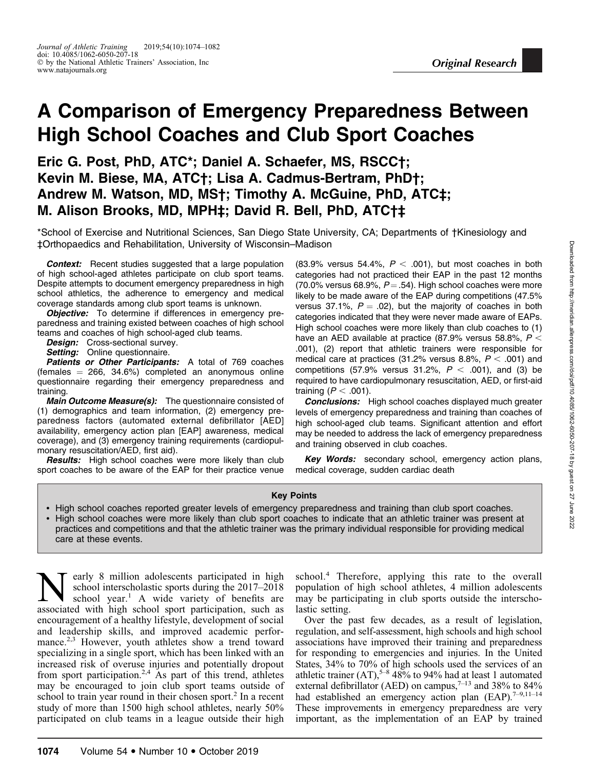*Original Research*

# A Comparison of Emergency Preparedness Between High School Coaches and Club Sport Coaches

**Eric G. Post, PhD, ATC\*; Daniel A. Schaefer, MS, RSCC†; Kevin M. Biese, MA, ATC†; Lisa A. Cadmus-Bertram, PhD†; Andrew M. Watson, MD, MS†; Timothy A. McGuine, PhD, ATC‡; M. Alison Brooks, MD, MPH‡; David R. Bell, PhD, ATC†‡**

\*School of Exercise and Nutritional Sciences, San Diego State University, CA; Departments of †Kinesiology and ‡Orthopaedics and Rehabilitation, University of Wisconsin–Madison

***Context:*** Recent studies suggested that a large population of high school-aged athletes participate on club sport teams. Despite attempts to document emergency preparedness in high school athletics, the adherence to emergency and medical coverage standards among club sport teams is unknown.

***Objective:*** To determine if differences in emergency preparedness and training existed between coaches of high school teams and coaches of high school-aged club teams.

***Design:*** Cross-sectional survey.

***Setting:*** Online questionnaire.

***Patients or Other Participants:*** A total of 769 coaches (females = 266, 34.6%) completed an anonymous online questionnaire regarding their emergency preparedness and training.

***Main Outcome Measure(s):*** The questionnaire consisted of (1) demographics and team information, (2) emergency preparedness factors (automated external defibrillator [AED] availability, emergency action plan [EAP] awareness, medical coverage), and (3) emergency training requirements (cardiopulmonary resuscitation/AED, first aid).

***Results:*** High school coaches were more likely than club sport coaches to be aware of the EAP for their practice venue (83.9% versus 54.4%, $P < .001$), but most coaches in both categories had not practiced their EAP in the past 12 months (70.0% versus 68.9%, $P = .54$). High school coaches were more likely to be made aware of the EAP during competitions (47.5% versus 37.1%, $P = .02$), but the majority of coaches in both categories indicated that they were never made aware of EAPs. High school coaches were more likely than club coaches to (1) have an AED available at practice (87.9% versus 58.8%, $P < .001$), (2) report that athletic trainers were responsible for medical care at practices (31.2% versus 8.8%, $P < .001$) and competitions (57.9% versus 31.2%, $P < .001$), and (3) be required to have cardiopulmonary resuscitation, AED, or first-aid training ($P < .001$).

***Conclusions:*** High school coaches displayed much greater levels of emergency preparedness and training than coaches of high school-aged club teams. Significant attention and effort may be needed to address the lack of emergency preparedness and training observed in club coaches.

***Key Words:*** secondary school, emergency action plans, medical coverage, sudden cardiac death

**Key Points**

- High school coaches reported greater levels of emergency preparedness and training than club sport coaches.
- High school coaches were more likely than club sport coaches to indicate that an athletic trainer was present at practices and competitions and that the athletic trainer was the primary individual responsible for providing medical care at these events.

Nearly 8 million adolescents participated in high school interscholastic sports during the 2017–2018 school year.[1] A wide variety of benefits are associated with high school sport participation, such as encouragement of a healthy lifestyle, development of social and leadership skills, and improved academic performance.[2,3] However, youth athletes show a trend toward specializing in a single sport, which has been linked with an increased risk of overuse injuries and potentially dropout from sport participation.[2,4] As part of this trend, athletes may be encouraged to join club sport teams outside of school to train year round in their chosen sport.[2] In a recent study of more than 1500 high school athletes, nearly 50% participated on club teams in a league outside their high school.[4] Therefore, applying this rate to the overall population of high school athletes, 4 million adolescents may be participating in club sports outside the interscholastic setting.

Over the past few decades, as a result of legislation, regulation, and self-assessment, high schools and high school associations have improved their training and preparedness for responding to emergencies and injuries. In the United States, 34% to 70% of high schools used the services of an athletic trainer (AT),[5–8] 48% to 94% had at least 1 automated external defibrillator (AED) on campus,[7–13] and 38% to 84% had established an emergency action plan (EAP).[7–9,11–14] These improvements in emergency preparedness are very important, as the implementation of an EAP by trained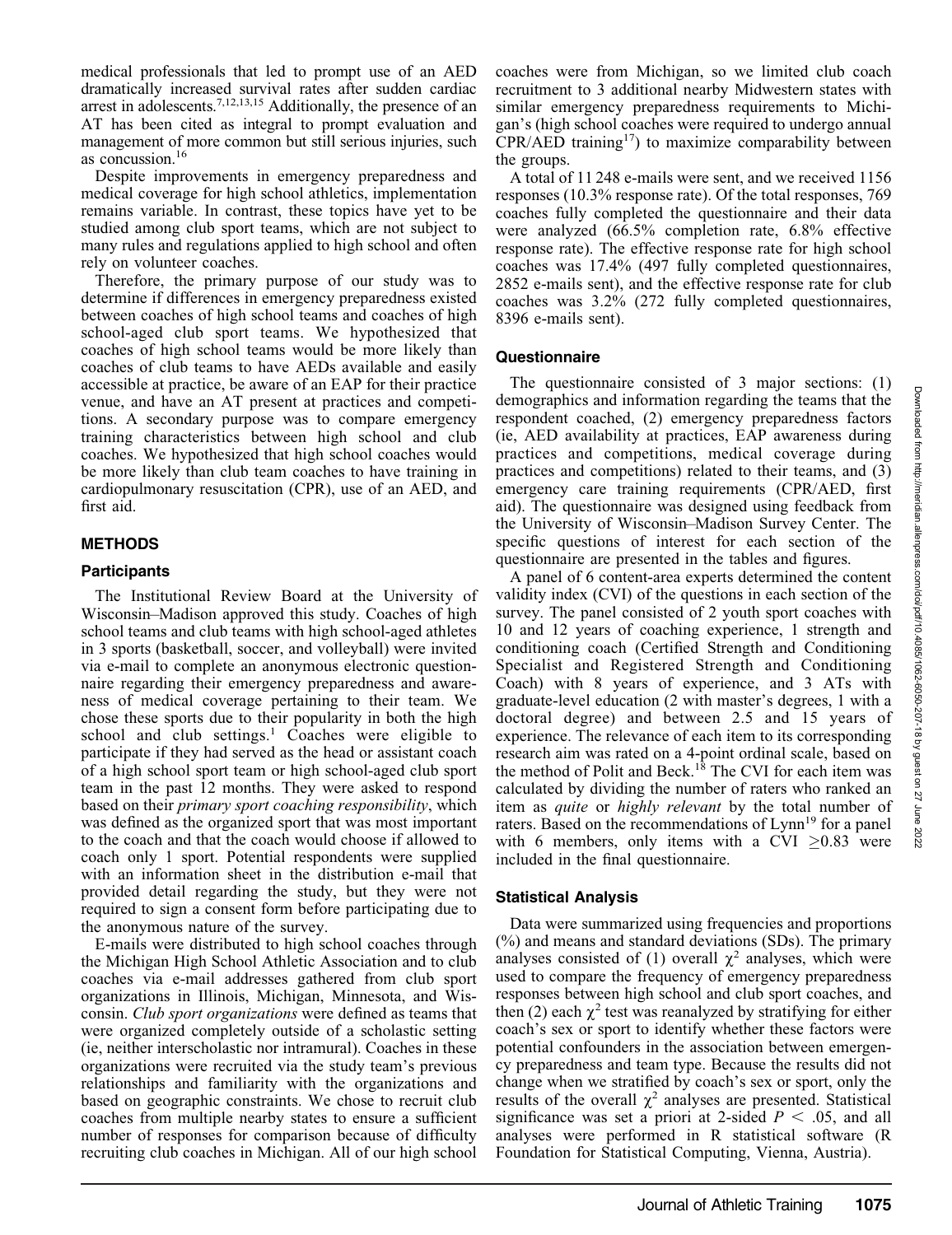medical professionals that led to prompt use of an AED dramatically increased survival rates after sudden cardiac arrest in adolescents.[7,12,13,15] Additionally, the presence of an AT has been cited as integral to prompt evaluation and management of more common but still serious injuries, such as concussion.[16]

Despite improvements in emergency preparedness and medical coverage for high school athletics, implementation remains variable. In contrast, these topics have yet to be studied among club sport teams, which are not subject to many rules and regulations applied to high school and often rely on volunteer coaches.

Therefore, the primary purpose of our study was to determine if differences in emergency preparedness existed between coaches of high school teams and coaches of high school-aged club sport teams. We hypothesized that coaches of high school teams would be more likely than coaches of club teams to have AEDs available and easily accessible at practice, be aware of an EAP for their practice venue, and have an AT present at practices and competitions. A secondary purpose was to compare emergency training characteristics between high school and club coaches. We hypothesized that high school coaches would be more likely than club team coaches to have training in cardiopulmonary resuscitation (CPR), use of an AED, and first aid.

## METHODS

### Participants

The Institutional Review Board at the University of Wisconsin–Madison approved this study. Coaches of high school teams and club teams with high school-aged athletes in 3 sports (basketball, soccer, and volleyball) were invited via e-mail to complete an anonymous electronic questionnaire regarding their emergency preparedness and awareness of medical coverage pertaining to their team. We chose these sports due to their popularity in both the high school and club settings.[1] Coaches were eligible to participate if they had served as the head or assistant coach of a high school sport team or high school-aged club sport team in the past 12 months. They were asked to respond based on their *primary sport coaching responsibility*, which was defined as the organized sport that was most important to the coach and that the coach would choose if allowed to coach only 1 sport. Potential respondents were supplied with an information sheet in the distribution e-mail that provided detail regarding the study, but they were not required to sign a consent form before participating due to the anonymous nature of the survey.

E-mails were distributed to high school coaches through the Michigan High School Athletic Association and to club coaches via e-mail addresses gathered from club sport organizations in Illinois, Michigan, Minnesota, and Wisconsin. *Club sport organizations* were defined as teams that were organized completely outside of a scholastic setting (ie, neither interscholastic nor intramural). Coaches in these organizations were recruited via the study team's previous relationships and familiarity with the organizations and based on geographic constraints. We chose to recruit club coaches from multiple nearby states to ensure a sufficient number of responses for comparison because of difficulty recruiting club coaches in Michigan. All of our high school coaches were from Michigan, so we limited club coach recruitment to 3 additional nearby Midwestern states with similar emergency preparedness requirements to Michigan's (high school coaches were required to undergo annual CPR/AED training[17]) to maximize comparability between the groups.

A total of 11 248 e-mails were sent, and we received 1156 responses (10.3% response rate). Of the total responses, 769 coaches fully completed the questionnaire and their data were analyzed (66.5% completion rate, 6.8% effective response rate). The effective response rate for high school coaches was 17.4% (497 fully completed questionnaires, 2852 e-mails sent), and the effective response rate for club coaches was 3.2% (272 fully completed questionnaires, 8396 e-mails sent).

### Questionnaire

The questionnaire consisted of 3 major sections: (1) demographics and information regarding the teams that the respondent coached, (2) emergency preparedness factors (ie, AED availability at practices, EAP awareness during practices and competitions, medical coverage during practices and competitions) related to their teams, and (3) emergency care training requirements (CPR/AED, first aid). The questionnaire was designed using feedback from the University of Wisconsin–Madison Survey Center. The specific questions of interest for each section of the questionnaire are presented in the tables and figures.

A panel of 6 content-area experts determined the content validity index (CVI) of the questions in each section of the survey. The panel consisted of 2 youth sport coaches with 10 and 12 years of coaching experience, 1 strength and conditioning coach (Certified Strength and Conditioning Specialist and Registered Strength and Conditioning Coach) with 8 years of experience, and 3 ATs with graduate-level education (2 with master's degrees, 1 with a doctoral degree) and between 2.5 and 15 years of experience. The relevance of each item to its corresponding research aim was rated on a 4-point ordinal scale, based on the method of Polit and Beck.[18] The CVI for each item was calculated by dividing the number of raters who ranked an item as *quite* or *highly relevant* by the total number of raters. Based on the recommendations of Lynn[19] for a panel with 6 members, only items with a CVI $\geq$0.83 were included in the final questionnaire.

### Statistical Analysis

Data were summarized using frequencies and proportions (%) and means and standard deviations (SDs). The primary analyses consisted of (1) overall $\chi^2$ analyses, which were used to compare the frequency of emergency preparedness responses between high school and club sport coaches, and then (2) each $\chi^2$ test was reanalyzed by stratifying for either coach's sex or sport to identify whether these factors were potential confounders in the association between emergency preparedness and team type. Because the results did not change when we stratified by coach's sex or sport, only the results of the overall $\chi^2$ analyses are presented. Statistical significance was set a priori at 2-sided $P < .05$, and all analyses were performed in R statistical software (R Foundation for Statistical Computing, Vienna, Austria).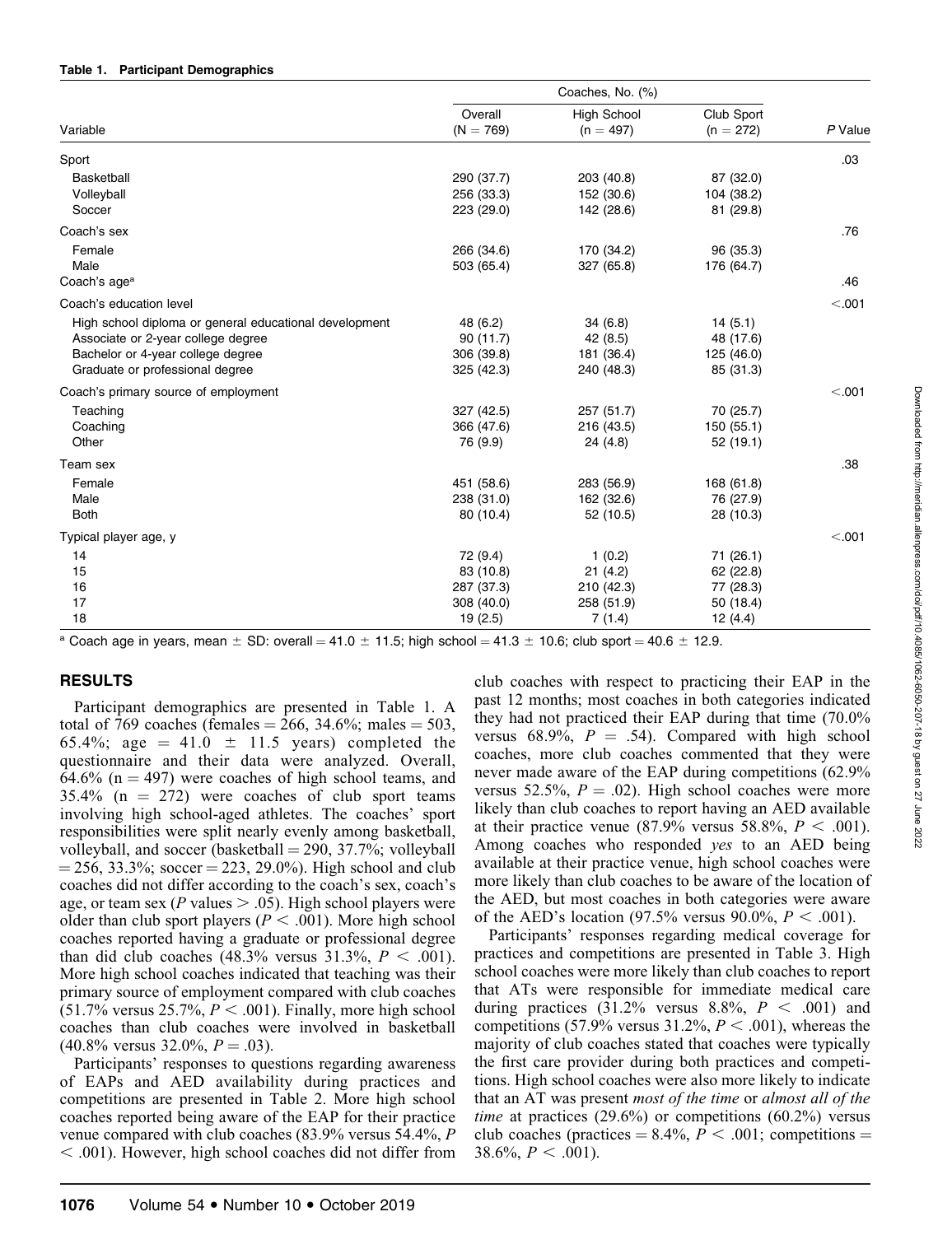**Table 1. Participant Demographics**

| Variable | Coaches, No. (%) | | | P Value |
|---|---|---|---|---|
| | Overall (N = 769) | High School (n = 497) | Club Sport (n = 272) | |
| Sport | | | | .03 |
| Basketball | 290 (37.7) | 203 (40.8) | 87 (32.0) | |
| Volleyball | 256 (33.3) | 152 (30.6) | 104 (38.2) | |
| Soccer | 223 (29.0) | 142 (28.6) | 81 (29.8) | |
| Coach's sex | | | | .76 |
| Female | 266 (34.6) | 170 (34.2) | 96 (35.3) | |
| Male | 503 (65.4) | 327 (65.8) | 176 (64.7) | |
| Coach's age[a] | | | | .46 |
| Coach's education level | | | | <.001 |
| High school diploma or general educational development | 48 (6.2) | 34 (6.8) | 14 (5.1) | |
| Associate or 2-year college degree | 90 (11.7) | 42 (8.5) | 48 (17.6) | |
| Bachelor or 4-year college degree | 306 (39.8) | 181 (36.4) | 125 (46.0) | |
| Graduate or professional degree | 325 (42.3) | 240 (48.3) | 85 (31.3) | |
| Coach's primary source of employment | | | | <.001 |
| Teaching | 327 (42.5) | 257 (51.7) | 70 (25.7) | |
| Coaching | 366 (47.6) | 216 (43.5) | 150 (55.1) | |
| Other | 76 (9.9) | 24 (4.8) | 52 (19.1) | |
| Team sex | | | | .38 |
| Female | 451 (58.6) | 283 (56.9) | 168 (61.8) | |
| Male | 238 (31.0) | 162 (32.6) | 76 (27.9) | |
| Both | 80 (10.4) | 52 (10.5) | 28 (10.3) | |
| Typical player age, y | | | | <.001 |
| 14 | 72 (9.4) | 1 (0.2) | 71 (26.1) | |
| 15 | 83 (10.8) | 21 (4.2) | 62 (22.8) | |
| 16 | 287 (37.3) | 210 (42.3) | 77 (28.3) | |
| 17 | 308 (40.0) | 258 (51.9) | 50 (18.4) | |
| 18 | 19 (2.5) | 7 (1.4) | 12 (4.4) | |

[a] Coach age in years, mean ± SD: overall = 41.0 ± 11.5; high school = 41.3 ± 10.6; club sport = 40.6 ± 12.9.

## RESULTS

Participant demographics are presented in Table 1. A total of 769 coaches (females = 266, 34.6%; males = 503, 65.4%; age = 41.0 ± 11.5 years) completed the questionnaire and their data were analyzed. Overall, 64.6% (n = 497) were coaches of high school teams, and 35.4% (n = 272) were coaches of club sport teams involving high school-aged athletes. The coaches' sport responsibilities were split nearly evenly among basketball, volleyball, and soccer (basketball = 290, 37.7%; volleyball = 256, 33.3%; soccer = 223, 29.0%). High school and club coaches did not differ according to the coach's sex, coach's age, or team sex ($P$ values > .05). High school players were older than club sport players ($P$ < .001). More high school coaches reported having a graduate or professional degree than did club coaches (48.3% versus 31.3%, $P$ < .001). More high school coaches indicated that teaching was their primary source of employment compared with club coaches (51.7% versus 25.7%, $P$ < .001). Finally, more high school coaches than club coaches were involved in basketball (40.8% versus 32.0%, $P$ = .03).

Participants' responses to questions regarding awareness of EAPs and AED availability during practices and competitions are presented in Table 2. More high school coaches reported being aware of the EAP for their practice venue compared with club coaches (83.9% versus 54.4%, $P$ < .001). However, high school coaches did not differ from club coaches with respect to practicing their EAP in the past 12 months; most coaches in both categories indicated they had not practiced their EAP during that time (70.0% versus 68.9%, $P$ = .54). Compared with high school coaches, more club coaches commented that they were never made aware of the EAP during competitions (62.9% versus 52.5%, $P$ = .02). High school coaches were more likely than club coaches to report having an AED available at their practice venue (87.9% versus 58.8%, $P$ < .001). Among coaches who responded *yes* to an AED being available at their practice venue, high school coaches were more likely than club coaches to be aware of the location of the AED, but most coaches in both categories were aware of the AED's location (97.5% versus 90.0%, $P$ < .001).

Participants' responses regarding medical coverage for practices and competitions are presented in Table 3. High school coaches were more likely than club coaches to report that ATs were responsible for immediate medical care during practices (31.2% versus 8.8%, $P$ < .001) and competitions (57.9% versus 31.2%, $P$ < .001), whereas the majority of club coaches stated that coaches were typically the first care provider during both practices and competitions. High school coaches were also more likely to indicate that an AT was present *most of the time* or *almost all of the time* at practices (29.6%) or competitions (60.2%) versus club coaches (practices = 8.4%, $P$ < .001; competitions = 38.6%, $P$ < .001).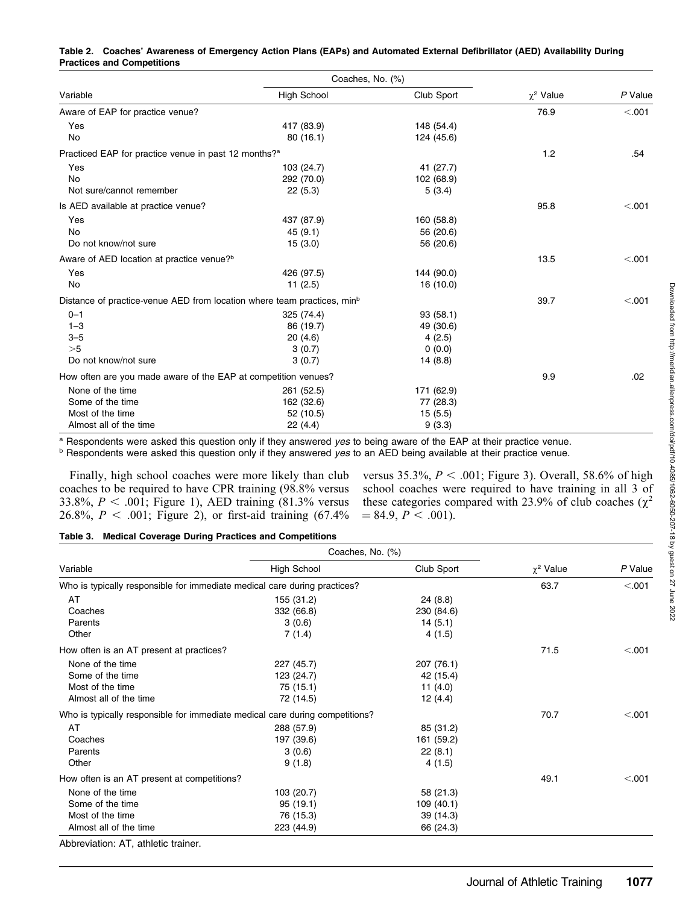**Table 2. Coaches' Awareness of Emergency Action Plans (EAPs) and Automated External Defibrillator (AED) Availability During Practices and Competitions**

| Variable | Coaches, No. (%) | | $\chi^2$ Value | *P* Value |
|---|---|---|---|---|
| | High School | Club Sport | | |
| Aware of EAP for practice venue? | | | 76.9 | <.001 |
| Yes | 417 (83.9) | 148 (54.4) | | |
| No | 80 (16.1) | 124 (45.6) | | |
| Practiced EAP for practice venue in past 12 months?[a] | | | 1.2 | .54 |
| Yes | 103 (24.7) | 41 (27.7) | | |
| No | 292 (70.0) | 102 (68.9) | | |
| Not sure/cannot remember | 22 (5.3) | 5 (3.4) | | |
| Is AED available at practice venue? | | | 95.8 | <.001 |
| Yes | 437 (87.9) | 160 (58.8) | | |
| No | 45 (9.1) | 56 (20.6) | | |
| Do not know/not sure | 15 (3.0) | 56 (20.6) | | |
| Aware of AED location at practice venue?[b] | | | 13.5 | <.001 |
| Yes | 426 (97.5) | 144 (90.0) | | |
| No | 11 (2.5) | 16 (10.0) | | |
| Distance of practice-venue AED from location where team practices, min[b] | | | 39.7 | <.001 |
| 0–1 | 325 (74.4) | 93 (58.1) | | |
| 1–3 | 86 (19.7) | 49 (30.6) | | |
| 3–5 | 20 (4.6) | 4 (2.5) | | |
| >5 | 3 (0.7) | 0 (0.0) | | |
| Do not know/not sure | 3 (0.7) | 14 (8.8) | | |
| How often are you made aware of the EAP at competition venues? | | | 9.9 | .02 |
| None of the time | 261 (52.5) | 171 (62.9) | | |
| Some of the time | 162 (32.6) | 77 (28.3) | | |
| Most of the time | 52 (10.5) | 15 (5.5) | | |
| Almost all of the time | 22 (4.4) | 9 (3.3) | | |

[a] Respondents were asked this question only if they answered *yes* to being aware of the EAP at their practice venue.
[b] Respondents were asked this question only if they answered *yes* to an AED being available at their practice venue.

Finally, high school coaches were more likely than club coaches to be required to have CPR training (98.8% versus 33.8%, $P < .001$; Figure 1), AED training (81.3% versus 26.8%, $P < .001$; Figure 2), or first-aid training (67.4% versus 35.3%, $P < .001$; Figure 3). Overall, 58.6% of high school coaches were required to have training in all 3 of these categories compared with 23.9% of club coaches ($\chi^2 = 84.9$, $P < .001$).

**Table 3. Medical Coverage During Practices and Competitions**

| Variable | Coaches, No. (%) | | $\chi^2$ Value | *P* Value |
|---|---|---|---|---|
| | High School | Club Sport | | |
| Who is typically responsible for immediate medical care during practices? | | | 63.7 | <.001 |
| AT | 155 (31.2) | 24 (8.8) | | |
| Coaches | 332 (66.8) | 230 (84.6) | | |
| Parents | 3 (0.6) | 14 (5.1) | | |
| Other | 7 (1.4) | 4 (1.5) | | |
| How often is an AT present at practices? | | | 71.5 | <.001 |
| None of the time | 227 (45.7) | 207 (76.1) | | |
| Some of the time | 123 (24.7) | 42 (15.4) | | |
| Most of the time | 75 (15.1) | 11 (4.0) | | |
| Almost all of the time | 72 (14.5) | 12 (4.4) | | |
| Who is typically responsible for immediate medical care during competitions? | | | 70.7 | <.001 |
| AT | 288 (57.9) | 85 (31.2) | | |
| Coaches | 197 (39.6) | 161 (59.2) | | |
| Parents | 3 (0.6) | 22 (8.1) | | |
| Other | 9 (1.8) | 4 (1.5) | | |
| How often is an AT present at competitions? | | | 49.1 | <.001 |
| None of the time | 103 (20.7) | 58 (21.3) | | |
| Some of the time | 95 (19.1) | 109 (40.1) | | |
| Most of the time | 76 (15.3) | 39 (14.3) | | |
| Almost all of the time | 223 (44.9) | 66 (24.3) | | |

Abbreviation: AT, athletic trainer.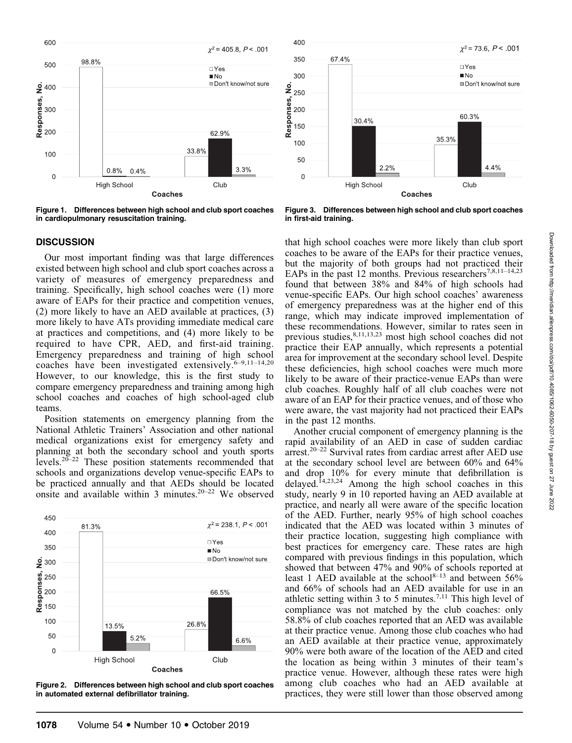Figure 1. Differences between high school and club sport coaches in cardiopulmonary resuscitation training.

Figure 3. Differences between high school and club sport coaches in first-aid training.

## DISCUSSION

Our most important finding was that large differences existed between high school and club sport coaches across a variety of measures of emergency preparedness and training. Specifically, high school coaches were (1) more aware of EAPs for their practice and competition venues, (2) more likely to have an AED available at practices, (3) more likely to have ATs providing immediate medical care at practices and competitions, and (4) more likely to be required to have CPR, AED, and first-aid training. Emergency preparedness and training of high school coaches have been investigated extensively.[6–9,11–14,20] However, to our knowledge, this is the first study to compare emergency preparedness and training among high school coaches and coaches of high school-aged club teams.

Position statements on emergency planning from the National Athletic Trainers' Association and other national medical organizations exist for emergency safety and planning at both the secondary school and youth sports levels.[20–22] These position statements recommended that schools and organizations develop venue-specific EAPs to be practiced annually and that AEDs should be located onsite and available within 3 minutes.[20–22] We observed that high school coaches were more likely than club sport coaches to be aware of the EAPs for their practice venues, but the majority of both groups had not practiced their EAPs in the past 12 months. Previous researchers[7,8,11–14,23] found that between 38% and 84% of high schools had venue-specific EAPs. Our high school coaches' awareness of emergency preparedness was at the higher end of this range, which may indicate improved implementation of these recommendations. However, similar to rates seen in previous studies,[8,11,13,23] most high school coaches did not practice their EAP annually, which represents a potential area for improvement at the secondary school level. Despite these deficiencies, high school coaches were much more likely to be aware of their practice-venue EAPs than were club coaches. Roughly half of all club coaches were not aware of an EAP for their practice venues, and of those who were aware, the vast majority had not practiced their EAPs in the past 12 months.

Figure 2. Differences between high school and club sport coaches in automated external defibrillator training.

Another crucial component of emergency planning is the rapid availability of an AED in case of sudden cardiac arrest.[20–22] Survival rates from cardiac arrest after AED use at the secondary school level are between 60% and 64% and drop 10% for every minute that defibrillation is delayed.[14,23,24] Among the high school coaches in this study, nearly 9 in 10 reported having an AED available at practice, and nearly all were aware of the specific location of the AED. Further, nearly 95% of high school coaches indicated that the AED was located within 3 minutes of their practice location, suggesting high compliance with best practices for emergency care. These rates are high compared with previous findings in this population, which showed that between 47% and 90% of schools reported at least 1 AED available at the school[8–13] and between 56% and 66% of schools had an AED available for use in an athletic setting within 3 to 5 minutes.[7,11] This high level of compliance was not matched by the club coaches: only 58.8% of club coaches reported that an AED was available at their practice venue. Among those club coaches who had an AED available at their practice venue, approximately 90% were both aware of the location of the AED and cited the location as being within 3 minutes of their team's practice venue. However, although these rates were high among club coaches who had an AED available at practices, they were still lower than those observed among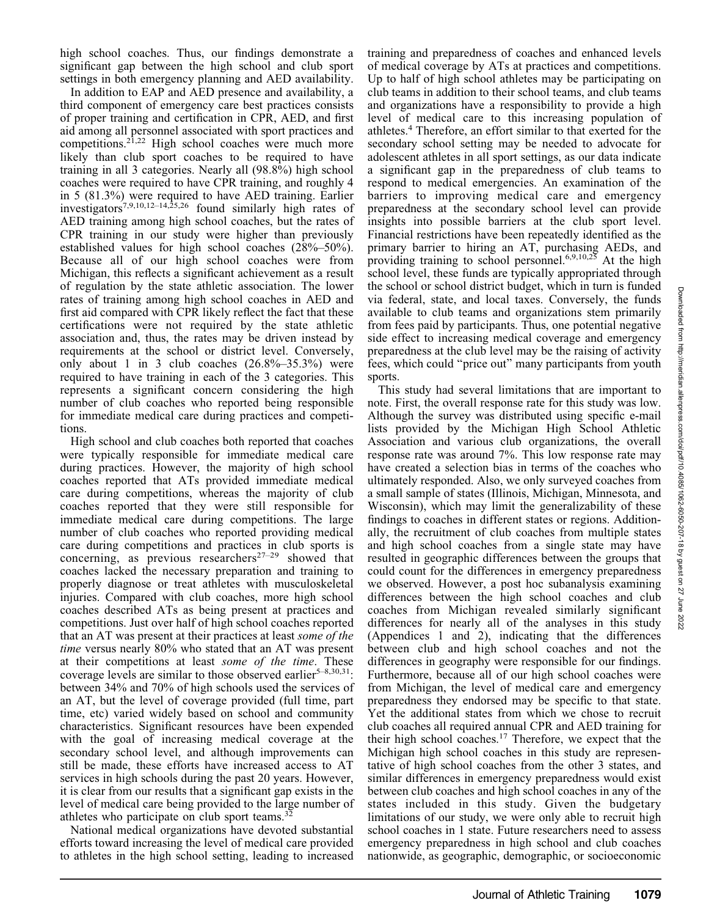high school coaches. Thus, our findings demonstrate a significant gap between the high school and club sport settings in both emergency planning and AED availability.

In addition to EAP and AED presence and availability, a third component of emergency care best practices consists of proper training and certification in CPR, AED, and first aid among all personnel associated with sport practices and competitions.[21,22] High school coaches were much more likely than club sport coaches to be required to have training in all 3 categories. Nearly all (98.8%) high school coaches were required to have CPR training, and roughly 4 in 5 (81.3%) were required to have AED training. Earlier investigators[7,9,10,12–14,25,26] found similarly high rates of AED training among high school coaches, but the rates of CPR training in our study were higher than previously established values for high school coaches (28%–50%). Because all of our high school coaches were from Michigan, this reflects a significant achievement as a result of regulation by the state athletic association. The lower rates of training among high school coaches in AED and first aid compared with CPR likely reflect the fact that these certifications were not required by the state athletic association and, thus, the rates may be driven instead by requirements at the school or district level. Conversely, only about 1 in 3 club coaches (26.8%–35.3%) were required to have training in each of the 3 categories. This represents a significant concern considering the high number of club coaches who reported being responsible for immediate medical care during practices and competitions.

High school and club coaches both reported that coaches were typically responsible for immediate medical care during practices. However, the majority of high school coaches reported that ATs provided immediate medical care during competitions, whereas the majority of club coaches reported that they were still responsible for immediate medical care during competitions. The large number of club coaches who reported providing medical care during competitions and practices in club sports is concerning, as previous researchers[27–29] showed that coaches lacked the necessary preparation and training to properly diagnose or treat athletes with musculoskeletal injuries. Compared with club coaches, more high school coaches described ATs as being present at practices and competitions. Just over half of high school coaches reported that an AT was present at their practices at least *some of the time* versus nearly 80% who stated that an AT was present at their competitions at least *some of the time*. These coverage levels are similar to those observed earlier[5–8,30,31]: between 34% and 70% of high schools used the services of an AT, but the level of coverage provided (full time, part time, etc) varied widely based on school and community characteristics. Significant resources have been expended with the goal of increasing medical coverage at the secondary school level, and although improvements can still be made, these efforts have increased access to AT services in high schools during the past 20 years. However, it is clear from our results that a significant gap exists in the level of medical care being provided to the large number of athletes who participate on club sport teams.[32]

National medical organizations have devoted substantial efforts toward increasing the level of medical care provided to athletes in the high school setting, leading to increased training and preparedness of coaches and enhanced levels of medical coverage by ATs at practices and competitions. Up to half of high school athletes may be participating on club teams in addition to their school teams, and club teams and organizations have a responsibility to provide a high level of medical care to this increasing population of athletes.[4] Therefore, an effort similar to that exerted for the secondary school setting may be needed to advocate for adolescent athletes in all sport settings, as our data indicate a significant gap in the preparedness of club teams to respond to medical emergencies. An examination of the barriers to improving medical care and emergency preparedness at the secondary school level can provide insights into possible barriers at the club sport level. Financial restrictions have been repeatedly identified as the primary barrier to hiring an AT, purchasing AEDs, and providing training to school personnel.[6,9,10,25] At the high school level, these funds are typically appropriated through the school or school district budget, which in turn is funded via federal, state, and local taxes. Conversely, the funds available to club teams and organizations stem primarily from fees paid by participants. Thus, one potential negative side effect to increasing medical coverage and emergency preparedness at the club level may be the raising of activity fees, which could "price out" many participants from youth sports.

This study had several limitations that are important to note. First, the overall response rate for this study was low. Although the survey was distributed using specific e-mail lists provided by the Michigan High School Athletic Association and various club organizations, the overall response rate was around 7%. This low response rate may have created a selection bias in terms of the coaches who ultimately responded. Also, we only surveyed coaches from a small sample of states (Illinois, Michigan, Minnesota, and Wisconsin), which may limit the generalizability of these findings to coaches in different states or regions. Additionally, the recruitment of club coaches from multiple states and high school coaches from a single state may have resulted in geographic differences between the groups that could count for the differences in emergency preparedness we observed. However, a post hoc subanalysis examining differences between the high school coaches and club coaches from Michigan revealed similarly significant differences for nearly all of the analyses in this study (Appendices 1 and 2), indicating that the differences between club and high school coaches and not the differences in geography were responsible for our findings. Furthermore, because all of our high school coaches were from Michigan, the level of medical care and emergency preparedness they endorsed may be specific to that state. Yet the additional states from which we chose to recruit club coaches all required annual CPR and AED training for their high school coaches.[17] Therefore, we expect that the Michigan high school coaches in this study are representative of high school coaches from the other 3 states, and similar differences in emergency preparedness would exist between club coaches and high school coaches in any of the states included in this study. Given the budgetary limitations of our study, we were only able to recruit high school coaches in 1 state. Future researchers need to assess emergency preparedness in high school and club coaches nationwide, as geographic, demographic, or socioeconomic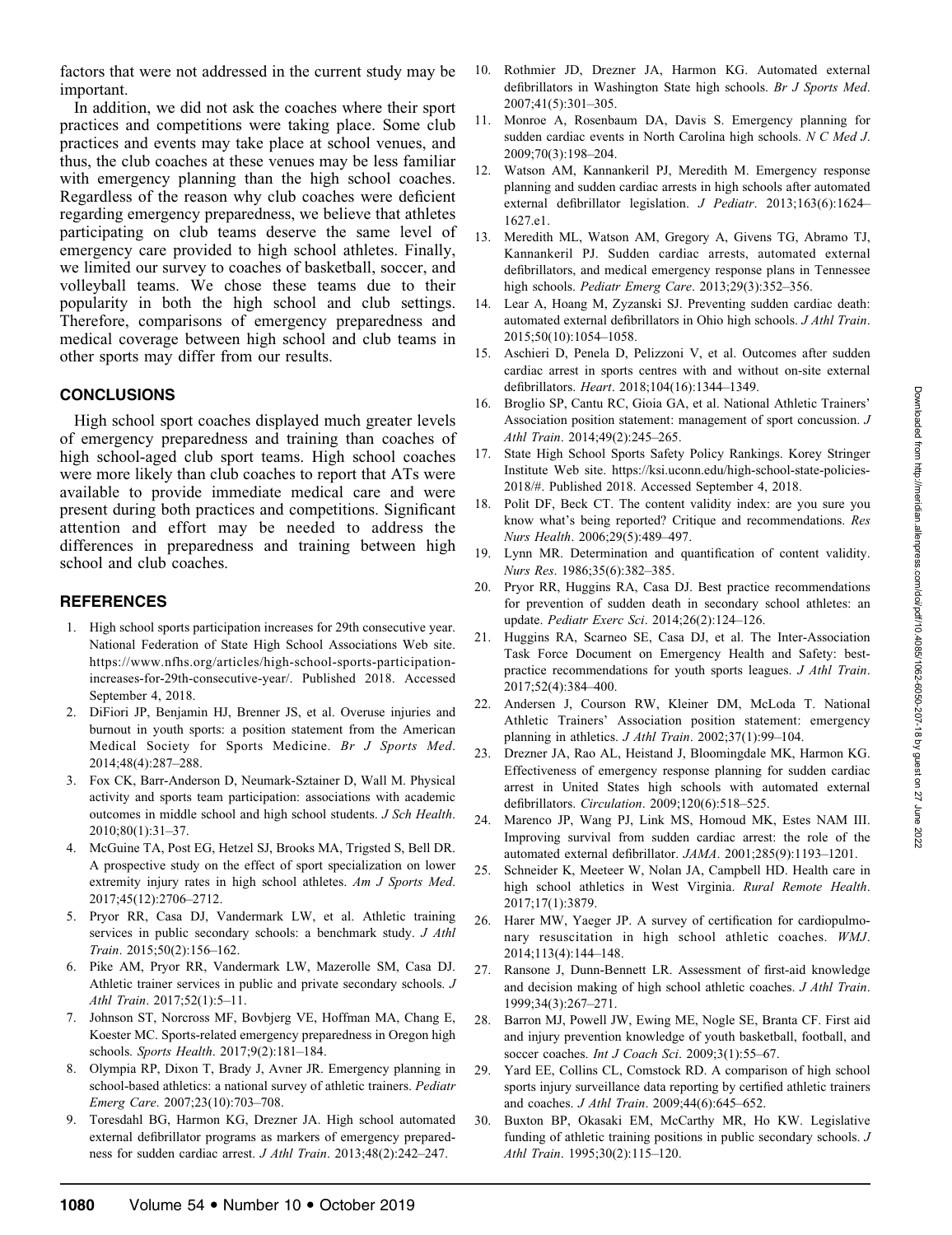factors that were not addressed in the current study may be important.

In addition, we did not ask the coaches where their sport practices and competitions were taking place. Some club practices and events may take place at school venues, and thus, the club coaches at these venues may be less familiar with emergency planning than the high school coaches. Regardless of the reason why club coaches were deficient regarding emergency preparedness, we believe that athletes participating on club teams deserve the same level of emergency care provided to high school athletes. Finally, we limited our survey to coaches of basketball, soccer, and volleyball teams. We chose these teams due to their popularity in both the high school and club settings. Therefore, comparisons of emergency preparedness and medical coverage between high school and club teams in other sports may differ from our results.

## CONCLUSIONS

High school sport coaches displayed much greater levels of emergency preparedness and training than coaches of high school-aged club sport teams. High school coaches were more likely than club coaches to report that ATs were available to provide immediate medical care and were present during both practices and competitions. Significant attention and effort may be needed to address the differences in preparedness and training between high school and club coaches.

## REFERENCES

1. High school sports participation increases for 29th consecutive year. National Federation of State High School Associations Web site. https://www.nfhs.org/articles/high-school-sports-participation-increases-for-29th-consecutive-year/. Published 2018. Accessed September 4, 2018.
2. DiFiori JP, Benjamin HJ, Brenner JS, et al. Overuse injuries and burnout in youth sports: a position statement from the American Medical Society for Sports Medicine. *Br J Sports Med*. 2014;48(4):287–288.
3. Fox CK, Barr-Anderson D, Neumark-Sztainer D, Wall M. Physical activity and sports team participation: associations with academic outcomes in middle school and high school students. *J Sch Health*. 2010;80(1):31–37.
4. McGuine TA, Post EG, Hetzel SJ, Brooks MA, Trigsted S, Bell DR. A prospective study on the effect of sport specialization on lower extremity injury rates in high school athletes. *Am J Sports Med*. 2017;45(12):2706–2712.
5. Pryor RR, Casa DJ, Vandermark LW, et al. Athletic training services in public secondary schools: a benchmark study. *J Athl Train*. 2015;50(2):156–162.
6. Pike AM, Pryor RR, Vandermark LW, Mazerolle SM, Casa DJ. Athletic trainer services in public and private secondary schools. *J Athl Train*. 2017;52(1):5–11.
7. Johnson ST, Norcross MF, Bovbjerg VE, Hoffman MA, Chang E, Koester MC. Sports-related emergency preparedness in Oregon high schools. *Sports Health*. 2017;9(2):181–184.
8. Olympia RP, Dixon T, Brady J, Avner JR. Emergency planning in school-based athletics: a national survey of athletic trainers. *Pediatr Emerg Care*. 2007;23(10):703–708.
9. Toresdahl BG, Harmon KG, Drezner JA. High school automated external defibrillator programs as markers of emergency preparedness for sudden cardiac arrest. *J Athl Train*. 2013;48(2):242–247.
10. Rothmier JD, Drezner JA, Harmon KG. Automated external defibrillators in Washington State high schools. *Br J Sports Med*. 2007;41(5):301–305.
11. Monroe A, Rosenbaum DA, Davis S. Emergency planning for sudden cardiac events in North Carolina high schools. *N C Med J*. 2009;70(3):198–204.
12. Watson AM, Kannankeril PJ, Meredith M. Emergency response planning and sudden cardiac arrests in high schools after automated external defibrillator legislation. *J Pediatr*. 2013;163(6):1624–1627.e1.
13. Meredith ML, Watson AM, Gregory A, Givens TG, Abramo TJ, Kannankeril PJ. Sudden cardiac arrests, automated external defibrillators, and medical emergency response plans in Tennessee high schools. *Pediatr Emerg Care*. 2013;29(3):352–356.
14. Lear A, Hoang M, Zyzanski SJ. Preventing sudden cardiac death: automated external defibrillators in Ohio high schools. *J Athl Train*. 2015;50(10):1054–1058.
15. Aschieri D, Penela D, Pelizzoni V, et al. Outcomes after sudden cardiac arrest in sports centres with and without on-site external defibrillators. *Heart*. 2018;104(16):1344–1349.
16. Broglio SP, Cantu RC, Gioia GA, et al. National Athletic Trainers' Association position statement: management of sport concussion. *J Athl Train*. 2014;49(2):245–265.
17. State High School Sports Safety Policy Rankings. Korey Stringer Institute Web site. https://ksi.uconn.edu/high-school-state-policies-2018/#. Published 2018. Accessed September 4, 2018.
18. Polit DF, Beck CT. The content validity index: are you sure you know what's being reported? Critique and recommendations. *Res Nurs Health*. 2006;29(5):489–497.
19. Lynn MR. Determination and quantification of content validity. *Nurs Res*. 1986;35(6):382–385.
20. Pryor RR, Huggins RA, Casa DJ. Best practice recommendations for prevention of sudden death in secondary school athletes: an update. *Pediatr Exerc Sci*. 2014;26(2):124–126.
21. Huggins RA, Scarneo SE, Casa DJ, et al. The Inter-Association Task Force Document on Emergency Health and Safety: best-practice recommendations for youth sports leagues. *J Athl Train*. 2017;52(4):384–400.
22. Andersen J, Courson RW, Kleiner DM, McLoda T. National Athletic Trainers' Association position statement: emergency planning in athletics. *J Athl Train*. 2002;37(1):99–104.
23. Drezner JA, Rao AL, Heistand J, Bloomingdale MK, Harmon KG. Effectiveness of emergency response planning for sudden cardiac arrest in United States high schools with automated external defibrillators. *Circulation*. 2009;120(6):518–525.
24. Marenco JP, Wang PJ, Link MS, Homoud MK, Estes NAM III. Improving survival from sudden cardiac arrest: the role of the automated external defibrillator. *JAMA*. 2001;285(9):1193–1201.
25. Schneider K, Meeteer W, Nolan JA, Campbell HD. Health care in high school athletics in West Virginia. *Rural Remote Health*. 2017;17(1):3879.
26. Harer MW, Yaeger JP. A survey of certification for cardiopulmonary resuscitation in high school athletic coaches. *WMJ*. 2014;113(4):144–148.
27. Ransone J, Dunn-Bennett LR. Assessment of first-aid knowledge and decision making of high school athletic coaches. *J Athl Train*. 1999;34(3):267–271.
28. Barron MJ, Powell JW, Ewing ME, Nogle SE, Branta CF. First aid and injury prevention knowledge of youth basketball, football, and soccer coaches. *Int J Coach Sci*. 2009;3(1):55–67.
29. Yard EE, Collins CL, Comstock RD. A comparison of high school sports injury surveillance data reporting by certified athletic trainers and coaches. *J Athl Train*. 2009;44(6):645–652.
30. Buxton BP, Okasaki EM, McCarthy MR, Ho KW. Legislative funding of athletic training positions in public secondary schools. *J Athl Train*. 1995;30(2):115–120.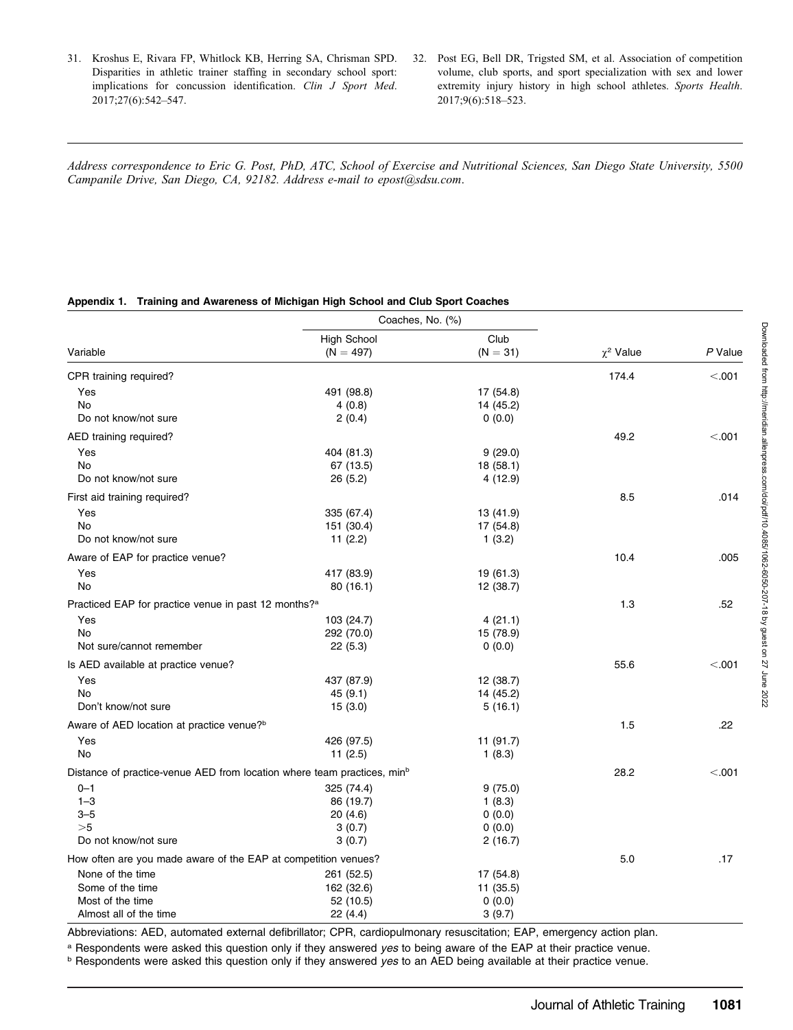31. Kroshus E, Rivara FP, Whitlock KB, Herring SA, Chrisman SPD. Disparities in athletic trainer staffing in secondary school sport: implications for concussion identification. *Clin J Sport Med*. 2017;27(6):542–547.
32. Post EG, Bell DR, Trigsted SM, et al. Association of competition volume, club sports, and sport specialization with sex and lower extremity injury history in high school athletes. *Sports Health*. 2017;9(6):518–523.

*Address correspondence to Eric G. Post, PhD, ATC, School of Exercise and Nutritional Sciences, San Diego State University, 5500 Campanile Drive, San Diego, CA, 92182. Address e-mail to epost@sdsu.com.*

**Appendix 1. Training and Awareness of Michigan High School and Club Sport Coaches**

| Variable | Coaches, No. (%) | | | |
|---|---|---|---|---|
| | High School (N = 497) | Club (N = 31) | $\chi^2$ Value | *P* Value |
| CPR training required? | | | 174.4 | <.001 |
| Yes | 491 (98.8) | 17 (54.8) | | |
| No | 4 (0.8) | 14 (45.2) | | |
| Do not know/not sure | 2 (0.4) | 0 (0.0) | | |
| AED training required? | | | 49.2 | <.001 |
| Yes | 404 (81.3) | 9 (29.0) | | |
| No | 67 (13.5) | 18 (58.1) | | |
| Do not know/not sure | 26 (5.2) | 4 (12.9) | | |
| First aid training required? | | | 8.5 | .014 |
| Yes | 335 (67.4) | 13 (41.9) | | |
| No | 151 (30.4) | 17 (54.8) | | |
| Do not know/not sure | 11 (2.2) | 1 (3.2) | | |
| Aware of EAP for practice venue? | | | 10.4 | .005 |
| Yes | 417 (83.9) | 19 (61.3) | | |
| No | 80 (16.1) | 12 (38.7) | | |
| Practiced EAP for practice venue in past 12 months?[a] | | | 1.3 | .52 |
| Yes | 103 (24.7) | 4 (21.1) | | |
| No | 292 (70.0) | 15 (78.9) | | |
| Not sure/cannot remember | 22 (5.3) | 0 (0.0) | | |
| Is AED available at practice venue? | | | 55.6 | <.001 |
| Yes | 437 (87.9) | 12 (38.7) | | |
| No | 45 (9.1) | 14 (45.2) | | |
| Don't know/not sure | 15 (3.0) | 5 (16.1) | | |
| Aware of AED location at practice venue?[b] | | | 1.5 | .22 |
| Yes | 426 (97.5) | 11 (91.7) | | |
| No | 11 (2.5) | 1 (8.3) | | |
| Distance of practice-venue AED from location where team practices, min[b] | | | 28.2 | <.001 |
| 0–1 | 325 (74.4) | 9 (75.0) | | |
| 1–3 | 86 (19.7) | 1 (8.3) | | |
| 3–5 | 20 (4.6) | 0 (0.0) | | |
| >5 | 3 (0.7) | 0 (0.0) | | |
| Do not know/not sure | 3 (0.7) | 2 (16.7) | | |
| How often are you made aware of the EAP at competition venues? | | | 5.0 | .17 |
| None of the time | 261 (52.5) | 17 (54.8) | | |
| Some of the time | 162 (32.6) | 11 (35.5) | | |
| Most of the time | 52 (10.5) | 0 (0.0) | | |
| Almost all of the time | 22 (4.4) | 3 (9.7) | | |

Abbreviations: AED, automated external defibrillator; CPR, cardiopulmonary resuscitation; EAP, emergency action plan.

[a] Respondents were asked this question only if they answered *yes* to being aware of the EAP at their practice venue.

[b] Respondents were asked this question only if they answered *yes* to an AED being available at their practice venue.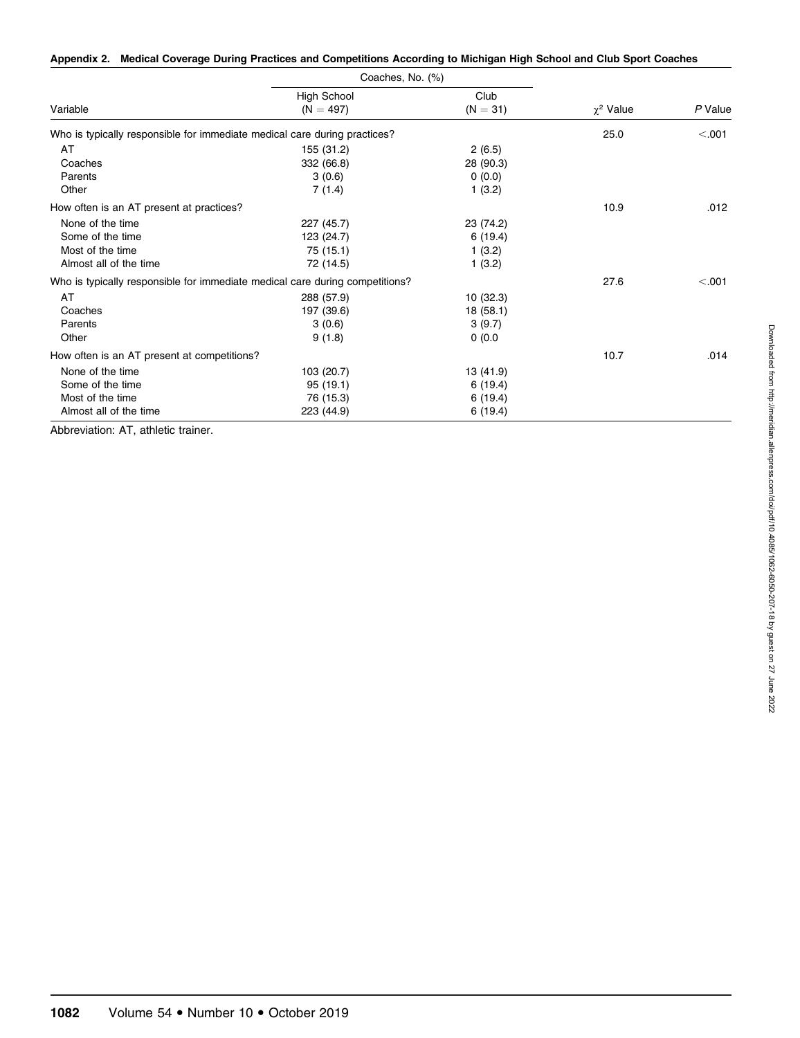**Appendix 2. Medical Coverage During Practices and Competitions According to Michigan High School and Club Sport Coaches**

| Variable | Coaches, No. (%) | | | |
|---|---|---|---|---|
| | High School (N = 497) | Club (N = 31) | $\chi^2$ Value | *P* Value |
| Who is typically responsible for immediate medical care during practices? | | | 25.0 | <.001 |
| AT | 155 (31.2) | 2 (6.5) | | |
| Coaches | 332 (66.8) | 28 (90.3) | | |
| Parents | 3 (0.6) | 0 (0.0) | | |
| Other | 7 (1.4) | 1 (3.2) | | |
| How often is an AT present at practices? | | | 10.9 | .012 |
| None of the time | 227 (45.7) | 23 (74.2) | | |
| Some of the time | 123 (24.7) | 6 (19.4) | | |
| Most of the time | 75 (15.1) | 1 (3.2) | | |
| Almost all of the time | 72 (14.5) | 1 (3.2) | | |
| Who is typically responsible for immediate medical care during competitions? | | | 27.6 | <.001 |
| AT | 288 (57.9) | 10 (32.3) | | |
| Coaches | 197 (39.6) | 18 (58.1) | | |
| Parents | 3 (0.6) | 3 (9.7) | | |
| Other | 9 (1.8) | 0 (0.0 | | |
| How often is an AT present at competitions? | | | 10.7 | .014 |
| None of the time | 103 (20.7) | 13 (41.9) | | |
| Some of the time | 95 (19.1) | 6 (19.4) | | |
| Most of the time | 76 (15.3) | 6 (19.4) | | |
| Almost all of the time | 223 (44.9) | 6 (19.4) | | |

Abbreviation: AT, athletic trainer.